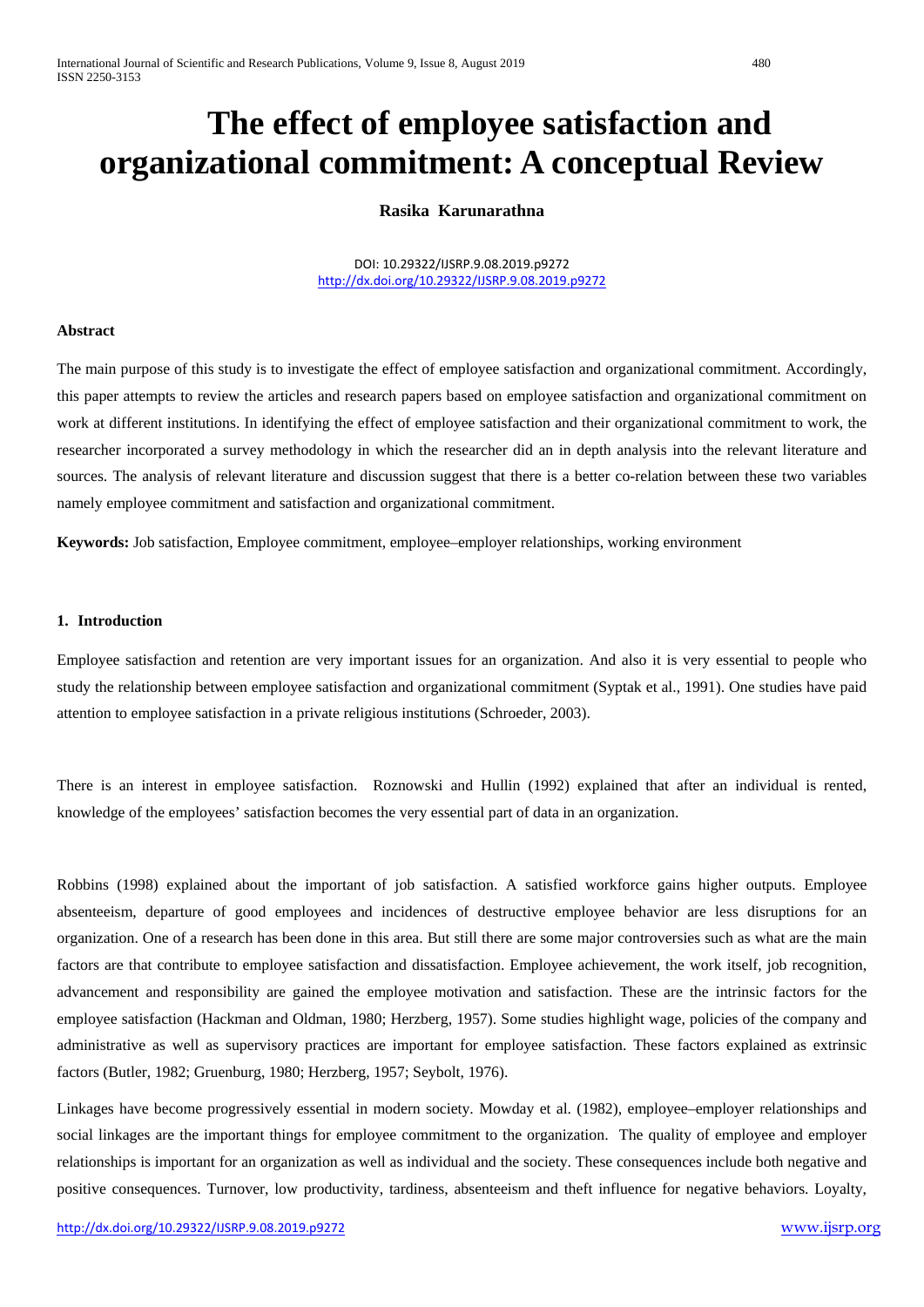# The effect of employee satisfaction and organizational commitment: A conceptual Review

**Rasika Karunarathna**

DOI: 10.29322/IJSRP.9.08.2019.p9272
http://dx.doi.org/10.29322/IJSRP.9.08.2019.p9272

**Abstract**

The main purpose of this study is to investigate the effect of employee satisfaction and organizational commitment. Accordingly, this paper attempts to review the articles and research papers based on employee satisfaction and organizational commitment on work at different institutions. In identifying the effect of employee satisfaction and their organizational commitment to work, the researcher incorporated a survey methodology in which the researcher did an in depth analysis into the relevant literature and sources. The analysis of relevant literature and discussion suggest that there is a better co-relation between these two variables namely employee commitment and satisfaction and organizational commitment.

**Keywords:** Job satisfaction, Employee commitment, employee–employer relationships, working environment

## 1. Introduction

Employee satisfaction and retention are very important issues for an organization. And also it is very essential to people who study the relationship between employee satisfaction and organizational commitment (Syptak et al., 1991). One studies have paid attention to employee satisfaction in a private religious institutions (Schroeder, 2003).

There is an interest in employee satisfaction. Roznowski and Hullin (1992) explained that after an individual is rented, knowledge of the employees' satisfaction becomes the very essential part of data in an organization.

Robbins (1998) explained about the important of job satisfaction. A satisfied workforce gains higher outputs. Employee absenteeism, departure of good employees and incidences of destructive employee behavior are less disruptions for an organization. One of a research has been done in this area. But still there are some major controversies such as what are the main factors are that contribute to employee satisfaction and dissatisfaction. Employee achievement, the work itself, job recognition, advancement and responsibility are gained the employee motivation and satisfaction. These are the intrinsic factors for the employee satisfaction (Hackman and Oldman, 1980; Herzberg, 1957). Some studies highlight wage, policies of the company and administrative as well as supervisory practices are important for employee satisfaction. These factors explained as extrinsic factors (Butler, 1982; Gruenburg, 1980; Herzberg, 1957; Seybolt, 1976).

Linkages have become progressively essential in modern society. Mowday et al. (1982), employee–employer relationships and social linkages are the important things for employee commitment to the organization. The quality of employee and employer relationships is important for an organization as well as individual and the society. These consequences include both negative and positive consequences. Turnover, low productivity, tardiness, absenteeism and theft influence for negative behaviors. Loyalty,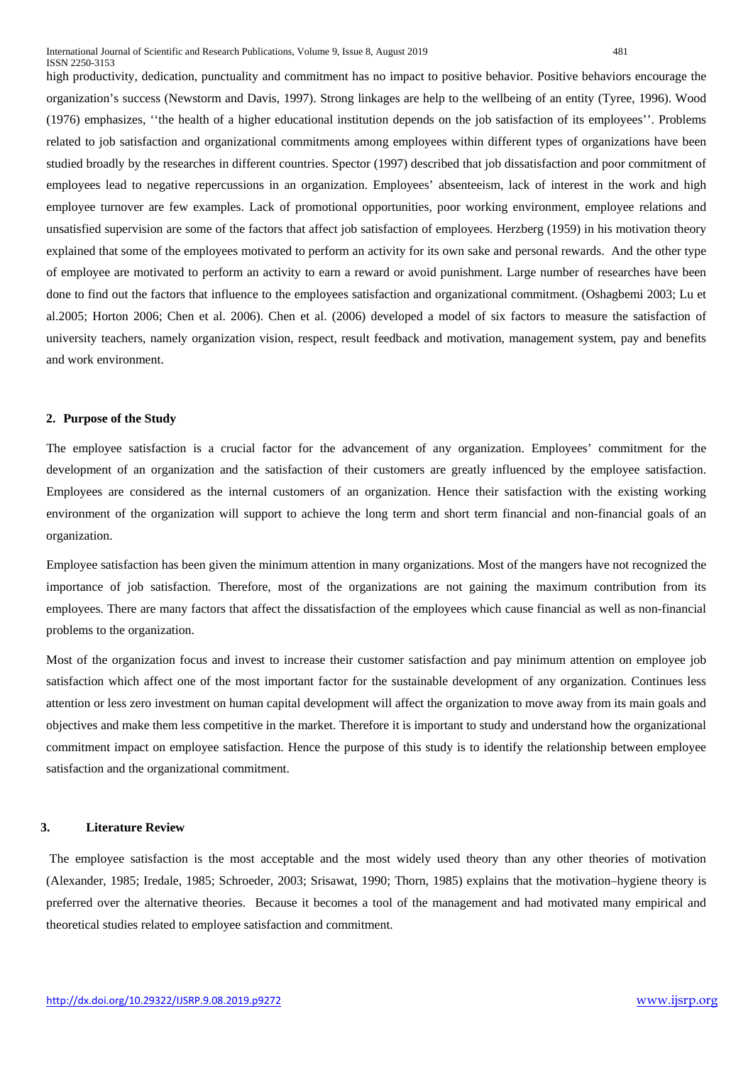high productivity, dedication, punctuality and commitment has no impact to positive behavior. Positive behaviors encourage the organization's success (Newstorm and Davis, 1997). Strong linkages are help to the wellbeing of an entity (Tyree, 1996). Wood (1976) emphasizes, ''the health of a higher educational institution depends on the job satisfaction of its employees''. Problems related to job satisfaction and organizational commitments among employees within different types of organizations have been studied broadly by the researches in different countries. Spector (1997) described that job dissatisfaction and poor commitment of employees lead to negative repercussions in an organization. Employees' absenteeism, lack of interest in the work and high employee turnover are few examples. Lack of promotional opportunities, poor working environment, employee relations and unsatisfied supervision are some of the factors that affect job satisfaction of employees. Herzberg (1959) in his motivation theory explained that some of the employees motivated to perform an activity for its own sake and personal rewards. And the other type of employee are motivated to perform an activity to earn a reward or avoid punishment. Large number of researches have been done to find out the factors that influence to the employees satisfaction and organizational commitment. (Oshagbemi 2003; Lu et al.2005; Horton 2006; Chen et al. 2006). Chen et al. (2006) developed a model of six factors to measure the satisfaction of university teachers, namely organization vision, respect, result feedback and motivation, management system, pay and benefits and work environment.

## 2. Purpose of the Study

The employee satisfaction is a crucial factor for the advancement of any organization. Employees' commitment for the development of an organization and the satisfaction of their customers are greatly influenced by the employee satisfaction. Employees are considered as the internal customers of an organization. Hence their satisfaction with the existing working environment of the organization will support to achieve the long term and short term financial and non-financial goals of an organization.

Employee satisfaction has been given the minimum attention in many organizations. Most of the mangers have not recognized the importance of job satisfaction. Therefore, most of the organizations are not gaining the maximum contribution from its employees. There are many factors that affect the dissatisfaction of the employees which cause financial as well as non-financial problems to the organization.

Most of the organization focus and invest to increase their customer satisfaction and pay minimum attention on employee job satisfaction which affect one of the most important factor for the sustainable development of any organization. Continues less attention or less zero investment on human capital development will affect the organization to move away from its main goals and objectives and make them less competitive in the market. Therefore it is important to study and understand how the organizational commitment impact on employee satisfaction. Hence the purpose of this study is to identify the relationship between employee satisfaction and the organizational commitment.

## 3. Literature Review

The employee satisfaction is the most acceptable and the most widely used theory than any other theories of motivation (Alexander, 1985; Iredale, 1985; Schroeder, 2003; Srisawat, 1990; Thorn, 1985) explains that the motivation–hygiene theory is preferred over the alternative theories. Because it becomes a tool of the management and had motivated many empirical and theoretical studies related to employee satisfaction and commitment.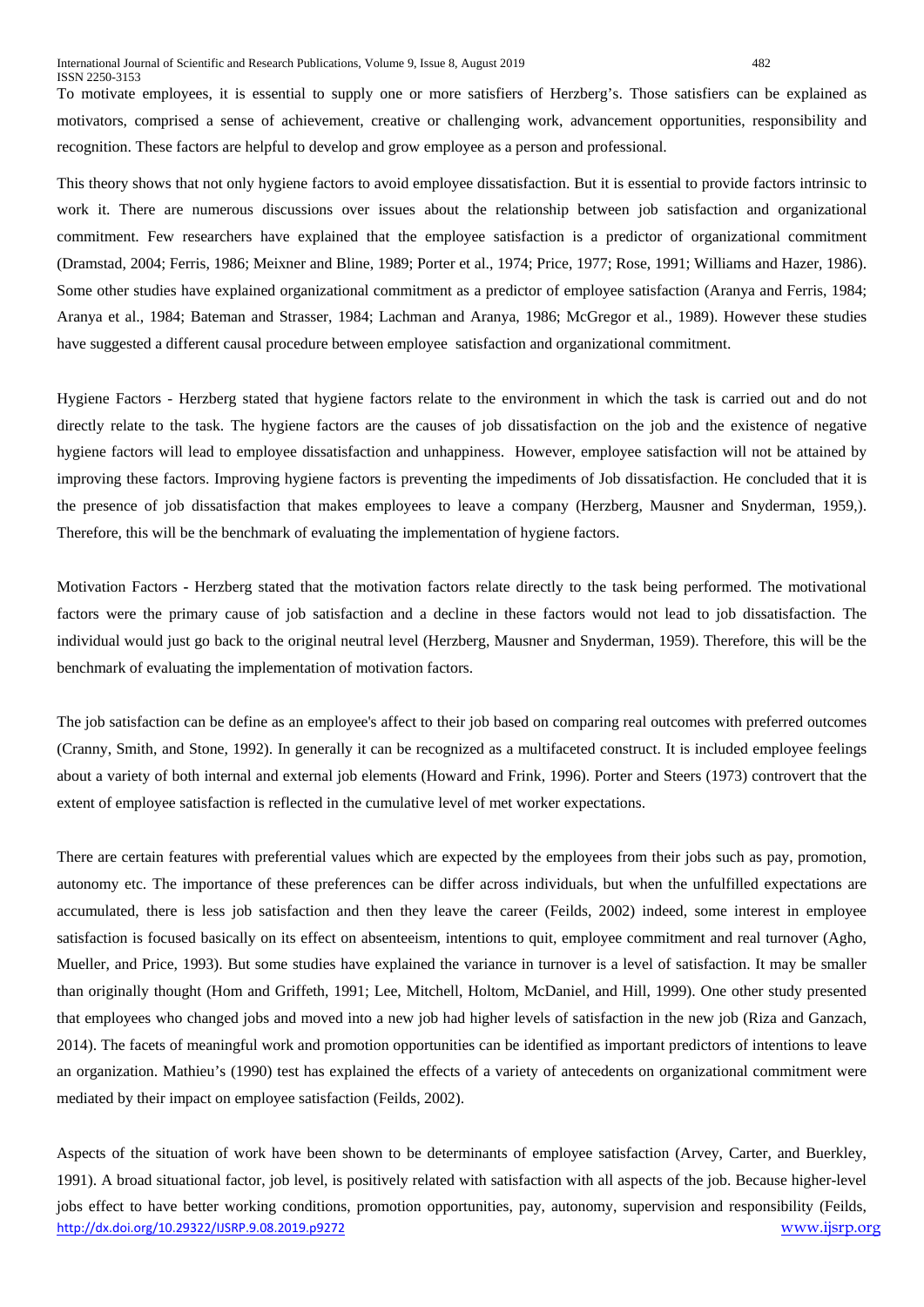To motivate employees, it is essential to supply one or more satisfiers of Herzberg's. Those satisfiers can be explained as motivators, comprised a sense of achievement, creative or challenging work, advancement opportunities, responsibility and recognition. These factors are helpful to develop and grow employee as a person and professional.

This theory shows that not only hygiene factors to avoid employee dissatisfaction. But it is essential to provide factors intrinsic to work it. There are numerous discussions over issues about the relationship between job satisfaction and organizational commitment. Few researchers have explained that the employee satisfaction is a predictor of organizational commitment (Dramstad, 2004; Ferris, 1986; Meixner and Bline, 1989; Porter et al., 1974; Price, 1977; Rose, 1991; Williams and Hazer, 1986). Some other studies have explained organizational commitment as a predictor of employee satisfaction (Aranya and Ferris, 1984; Aranya et al., 1984; Bateman and Strasser, 1984; Lachman and Aranya, 1986; McGregor et al., 1989). However these studies have suggested a different causal procedure between employee satisfaction and organizational commitment.

Hygiene Factors - Herzberg stated that hygiene factors relate to the environment in which the task is carried out and do not directly relate to the task. The hygiene factors are the causes of job dissatisfaction on the job and the existence of negative hygiene factors will lead to employee dissatisfaction and unhappiness. However, employee satisfaction will not be attained by improving these factors. Improving hygiene factors is preventing the impediments of Job dissatisfaction. He concluded that it is the presence of job dissatisfaction that makes employees to leave a company (Herzberg, Mausner and Snyderman, 1959,). Therefore, this will be the benchmark of evaluating the implementation of hygiene factors.

Motivation Factors - Herzberg stated that the motivation factors relate directly to the task being performed. The motivational factors were the primary cause of job satisfaction and a decline in these factors would not lead to job dissatisfaction. The individual would just go back to the original neutral level (Herzberg, Mausner and Snyderman, 1959). Therefore, this will be the benchmark of evaluating the implementation of motivation factors.

The job satisfaction can be define as an employee's affect to their job based on comparing real outcomes with preferred outcomes (Cranny, Smith, and Stone, 1992). In generally it can be recognized as a multifaceted construct. It is included employee feelings about a variety of both internal and external job elements (Howard and Frink, 1996). Porter and Steers (1973) controvert that the extent of employee satisfaction is reflected in the cumulative level of met worker expectations.

There are certain features with preferential values which are expected by the employees from their jobs such as pay, promotion, autonomy etc. The importance of these preferences can be differ across individuals, but when the unfulfilled expectations are accumulated, there is less job satisfaction and then they leave the career (Feilds, 2002) indeed, some interest in employee satisfaction is focused basically on its effect on absenteeism, intentions to quit, employee commitment and real turnover (Agho, Mueller, and Price, 1993). But some studies have explained the variance in turnover is a level of satisfaction. It may be smaller than originally thought (Hom and Griffeth, 1991; Lee, Mitchell, Holtom, McDaniel, and Hill, 1999). One other study presented that employees who changed jobs and moved into a new job had higher levels of satisfaction in the new job (Riza and Ganzach, 2014). The facets of meaningful work and promotion opportunities can be identified as important predictors of intentions to leave an organization. Mathieu's (1990) test has explained the effects of a variety of antecedents on organizational commitment were mediated by their impact on employee satisfaction (Feilds, 2002).

Aspects of the situation of work have been shown to be determinants of employee satisfaction (Arvey, Carter, and Buerkley, 1991). A broad situational factor, job level, is positively related with satisfaction with all aspects of the job. Because higher-level jobs effect to have better working conditions, promotion opportunities, pay, autonomy, supervision and responsibility (Feilds,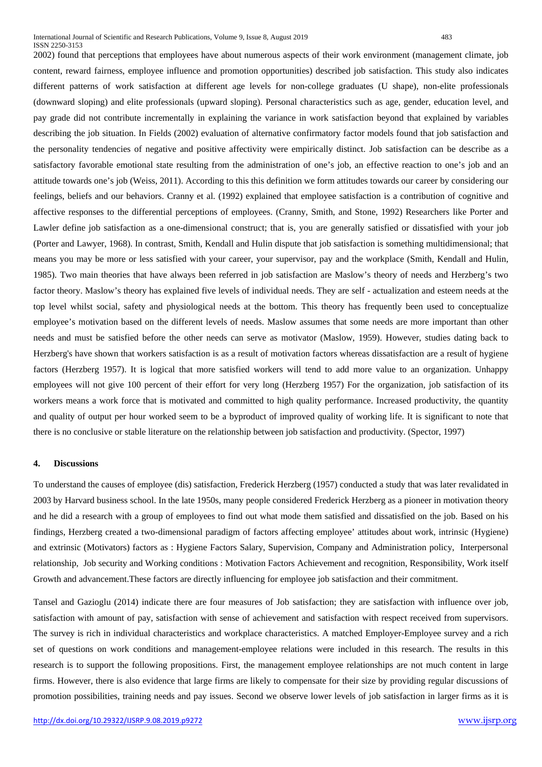2002) found that perceptions that employees have about numerous aspects of their work environment (management climate, job content, reward fairness, employee influence and promotion opportunities) described job satisfaction. This study also indicates different patterns of work satisfaction at different age levels for non-college graduates (U shape), non-elite professionals (downward sloping) and elite professionals (upward sloping). Personal characteristics such as age, gender, education level, and pay grade did not contribute incrementally in explaining the variance in work satisfaction beyond that explained by variables describing the job situation. In Fields (2002) evaluation of alternative confirmatory factor models found that job satisfaction and the personality tendencies of negative and positive affectivity were empirically distinct. Job satisfaction can be describe as a satisfactory favorable emotional state resulting from the administration of one's job, an effective reaction to one's job and an attitude towards one's job (Weiss, 2011). According to this this definition we form attitudes towards our career by considering our feelings, beliefs and our behaviors. Cranny et al. (1992) explained that employee satisfaction is a contribution of cognitive and affective responses to the differential perceptions of employees. (Cranny, Smith, and Stone, 1992) Researchers like Porter and Lawler define job satisfaction as a one-dimensional construct; that is, you are generally satisfied or dissatisfied with your job (Porter and Lawyer, 1968). In contrast, Smith, Kendall and Hulin dispute that job satisfaction is something multidimensional; that means you may be more or less satisfied with your career, your supervisor, pay and the workplace (Smith, Kendall and Hulin, 1985). Two main theories that have always been referred in job satisfaction are Maslow's theory of needs and Herzberg's two factor theory. Maslow's theory has explained five levels of individual needs. They are self - actualization and esteem needs at the top level whilst social, safety and physiological needs at the bottom. This theory has frequently been used to conceptualize employee's motivation based on the different levels of needs. Maslow assumes that some needs are more important than other needs and must be satisfied before the other needs can serve as motivator (Maslow, 1959). However, studies dating back to Herzberg's have shown that workers satisfaction is as a result of motivation factors whereas dissatisfaction are a result of hygiene factors (Herzberg 1957). It is logical that more satisfied workers will tend to add more value to an organization. Unhappy employees will not give 100 percent of their effort for very long (Herzberg 1957) For the organization, job satisfaction of its workers means a work force that is motivated and committed to high quality performance. Increased productivity, the quantity and quality of output per hour worked seem to be a byproduct of improved quality of working life. It is significant to note that there is no conclusive or stable literature on the relationship between job satisfaction and productivity. (Spector, 1997)

## 4. Discussions

To understand the causes of employee (dis) satisfaction, Frederick Herzberg (1957) conducted a study that was later revalidated in 2003 by Harvard business school. In the late 1950s, many people considered Frederick Herzberg as a pioneer in motivation theory and he did a research with a group of employees to find out what mode them satisfied and dissatisfied on the job. Based on his findings, Herzberg created a two-dimensional paradigm of factors affecting employee' attitudes about work, intrinsic (Hygiene) and extrinsic (Motivators) factors as : Hygiene Factors Salary, Supervision, Company and Administration policy, Interpersonal relationship, Job security and Working conditions : Motivation Factors Achievement and recognition, Responsibility, Work itself Growth and advancement.These factors are directly influencing for employee job satisfaction and their commitment.

Tansel and Gazioglu (2014) indicate there are four measures of Job satisfaction; they are satisfaction with influence over job, satisfaction with amount of pay, satisfaction with sense of achievement and satisfaction with respect received from supervisors. The survey is rich in individual characteristics and workplace characteristics. A matched Employer-Employee survey and a rich set of questions on work conditions and management-employee relations were included in this research. The results in this research is to support the following propositions. First, the management employee relationships are not much content in large firms. However, there is also evidence that large firms are likely to compensate for their size by providing regular discussions of promotion possibilities, training needs and pay issues. Second we observe lower levels of job satisfaction in larger firms as it is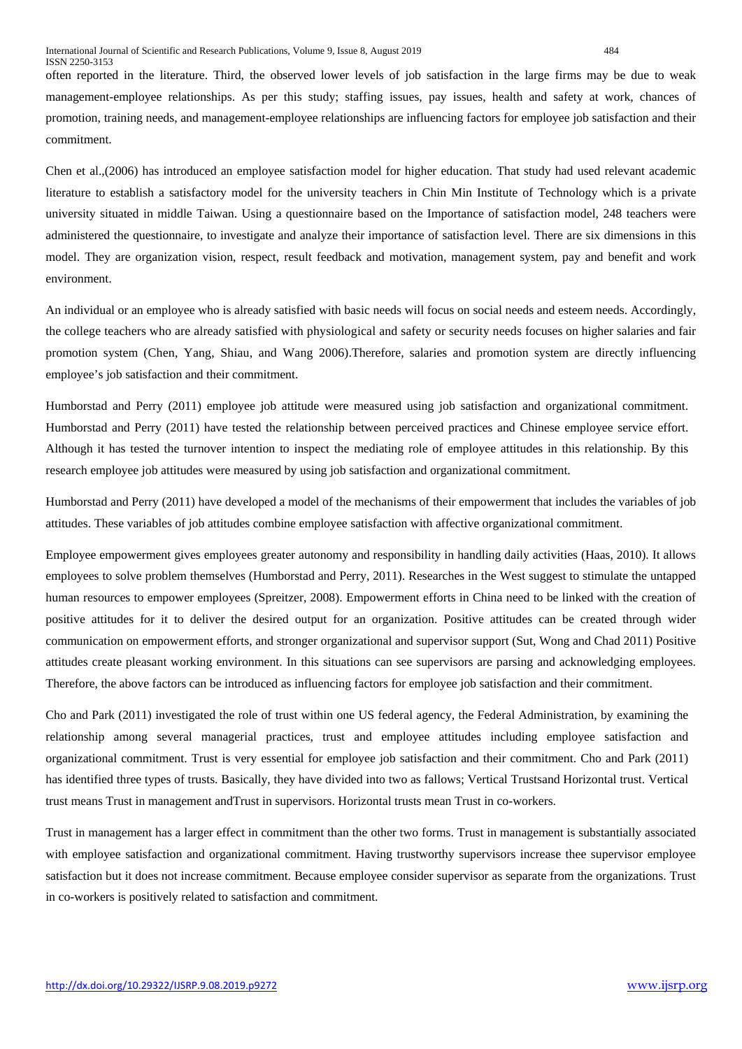often reported in the literature. Third, the observed lower levels of job satisfaction in the large firms may be due to weak management-employee relationships. As per this study; staffing issues, pay issues, health and safety at work, chances of promotion, training needs, and management-employee relationships are influencing factors for employee job satisfaction and their commitment.

Chen et al.,(2006) has introduced an employee satisfaction model for higher education. That study had used relevant academic literature to establish a satisfactory model for the university teachers in Chin Min Institute of Technology which is a private university situated in middle Taiwan. Using a questionnaire based on the Importance of satisfaction model, 248 teachers were administered the questionnaire, to investigate and analyze their importance of satisfaction level. There are six dimensions in this model. They are organization vision, respect, result feedback and motivation, management system, pay and benefit and work environment.

An individual or an employee who is already satisfied with basic needs will focus on social needs and esteem needs. Accordingly, the college teachers who are already satisfied with physiological and safety or security needs focuses on higher salaries and fair promotion system (Chen, Yang, Shiau, and Wang 2006).Therefore, salaries and promotion system are directly influencing employee's job satisfaction and their commitment.

Humborstad and Perry (2011) employee job attitude were measured using job satisfaction and organizational commitment. Humborstad and Perry (2011) have tested the relationship between perceived practices and Chinese employee service effort. Although it has tested the turnover intention to inspect the mediating role of employee attitudes in this relationship. By this research employee job attitudes were measured by using job satisfaction and organizational commitment.

Humborstad and Perry (2011) have developed a model of the mechanisms of their empowerment that includes the variables of job attitudes. These variables of job attitudes combine employee satisfaction with affective organizational commitment.

Employee empowerment gives employees greater autonomy and responsibility in handling daily activities (Haas, 2010). It allows employees to solve problem themselves (Humborstad and Perry, 2011). Researches in the West suggest to stimulate the untapped human resources to empower employees (Spreitzer, 2008). Empowerment efforts in China need to be linked with the creation of positive attitudes for it to deliver the desired output for an organization. Positive attitudes can be created through wider communication on empowerment efforts, and stronger organizational and supervisor support (Sut, Wong and Chad 2011) Positive attitudes create pleasant working environment. In this situations can see supervisors are parsing and acknowledging employees. Therefore, the above factors can be introduced as influencing factors for employee job satisfaction and their commitment.

Cho and Park (2011) investigated the role of trust within one US federal agency, the Federal Administration, by examining the relationship among several managerial practices, trust and employee attitudes including employee satisfaction and organizational commitment. Trust is very essential for employee job satisfaction and their commitment. Cho and Park (2011) has identified three types of trusts. Basically, they have divided into two as fallows; Vertical Trustsand Horizontal trust. Vertical trust means Trust in management andTrust in supervisors. Horizontal trusts mean Trust in co-workers.

Trust in management has a larger effect in commitment than the other two forms. Trust in management is substantially associated with employee satisfaction and organizational commitment. Having trustworthy supervisors increase thee supervisor employee satisfaction but it does not increase commitment. Because employee consider supervisor as separate from the organizations. Trust in co-workers is positively related to satisfaction and commitment.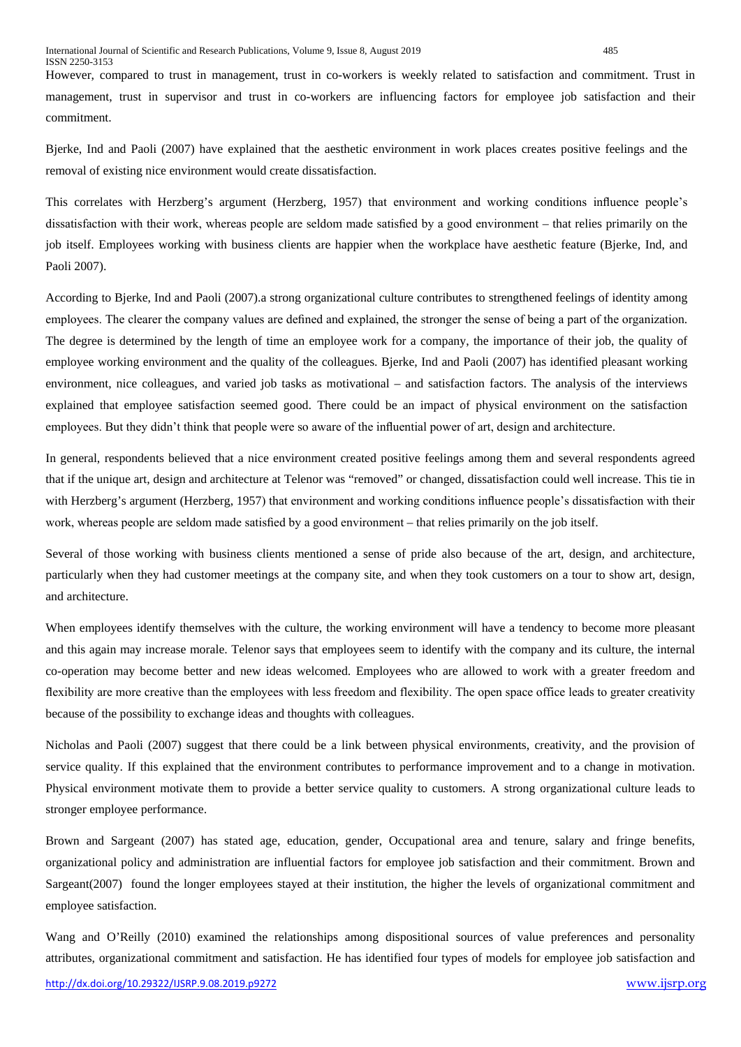However, compared to trust in management, trust in co-workers is weekly related to satisfaction and commitment. Trust in management, trust in supervisor and trust in co-workers are influencing factors for employee job satisfaction and their commitment.

Bjerke, Ind and Paoli (2007) have explained that the aesthetic environment in work places creates positive feelings and the removal of existing nice environment would create dissatisfaction.

This correlates with Herzberg's argument (Herzberg, 1957) that environment and working conditions influence people's dissatisfaction with their work, whereas people are seldom made satisfied by a good environment – that relies primarily on the job itself. Employees working with business clients are happier when the workplace have aesthetic feature (Bjerke, Ind, and Paoli 2007).

According to Bjerke, Ind and Paoli (2007).a strong organizational culture contributes to strengthened feelings of identity among employees. The clearer the company values are defined and explained, the stronger the sense of being a part of the organization. The degree is determined by the length of time an employee work for a company, the importance of their job, the quality of employee working environment and the quality of the colleagues. Bjerke, Ind and Paoli (2007) has identified pleasant working environment, nice colleagues, and varied job tasks as motivational – and satisfaction factors. The analysis of the interviews explained that employee satisfaction seemed good. There could be an impact of physical environment on the satisfaction employees. But they didn't think that people were so aware of the influential power of art, design and architecture.

In general, respondents believed that a nice environment created positive feelings among them and several respondents agreed that if the unique art, design and architecture at Telenor was "removed" or changed, dissatisfaction could well increase. This tie in with Herzberg's argument (Herzberg, 1957) that environment and working conditions influence people's dissatisfaction with their work, whereas people are seldom made satisfied by a good environment – that relies primarily on the job itself.

Several of those working with business clients mentioned a sense of pride also because of the art, design, and architecture, particularly when they had customer meetings at the company site, and when they took customers on a tour to show art, design, and architecture.

When employees identify themselves with the culture, the working environment will have a tendency to become more pleasant and this again may increase morale. Telenor says that employees seem to identify with the company and its culture, the internal co-operation may become better and new ideas welcomed. Employees who are allowed to work with a greater freedom and flexibility are more creative than the employees with less freedom and flexibility. The open space office leads to greater creativity because of the possibility to exchange ideas and thoughts with colleagues.

Nicholas and Paoli (2007) suggest that there could be a link between physical environments, creativity, and the provision of service quality. If this explained that the environment contributes to performance improvement and to a change in motivation. Physical environment motivate them to provide a better service quality to customers. A strong organizational culture leads to stronger employee performance.

Brown and Sargeant (2007) has stated age, education, gender, Occupational area and tenure, salary and fringe benefits, organizational policy and administration are influential factors for employee job satisfaction and their commitment. Brown and Sargeant(2007) found the longer employees stayed at their institution, the higher the levels of organizational commitment and employee satisfaction.

Wang and O'Reilly (2010) examined the relationships among dispositional sources of value preferences and personality attributes, organizational commitment and satisfaction. He has identified four types of models for employee job satisfaction and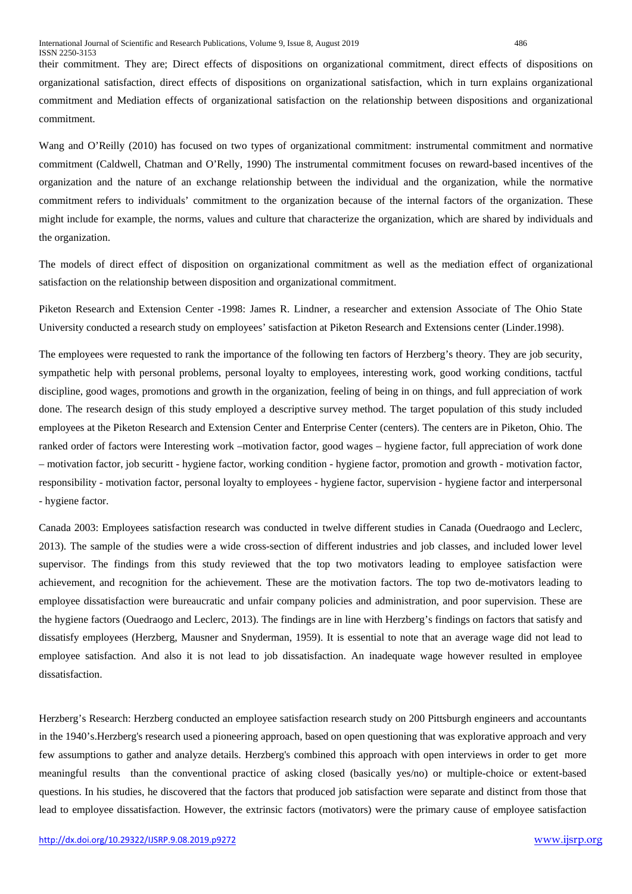their commitment. They are; Direct effects of dispositions on organizational commitment, direct effects of dispositions on organizational satisfaction, direct effects of dispositions on organizational satisfaction, which in turn explains organizational commitment and Mediation effects of organizational satisfaction on the relationship between dispositions and organizational commitment.

Wang and O'Reilly (2010) has focused on two types of organizational commitment: instrumental commitment and normative commitment (Caldwell, Chatman and O'Relly, 1990) The instrumental commitment focuses on reward-based incentives of the organization and the nature of an exchange relationship between the individual and the organization, while the normative commitment refers to individuals' commitment to the organization because of the internal factors of the organization. These might include for example, the norms, values and culture that characterize the organization, which are shared by individuals and the organization.

The models of direct effect of disposition on organizational commitment as well as the mediation effect of organizational satisfaction on the relationship between disposition and organizational commitment.

Piketon Research and Extension Center -1998: James R. Lindner, a researcher and extension Associate of The Ohio State University conducted a research study on employees' satisfaction at Piketon Research and Extensions center (Linder.1998).

The employees were requested to rank the importance of the following ten factors of Herzberg's theory. They are job security, sympathetic help with personal problems, personal loyalty to employees, interesting work, good working conditions, tactful discipline, good wages, promotions and growth in the organization, feeling of being in on things, and full appreciation of work done. The research design of this study employed a descriptive survey method. The target population of this study included employees at the Piketon Research and Extension Center and Enterprise Center (centers). The centers are in Piketon, Ohio. The ranked order of factors were Interesting work –motivation factor, good wages – hygiene factor, full appreciation of work done – motivation factor, job securitt - hygiene factor, working condition - hygiene factor, promotion and growth - motivation factor, responsibility - motivation factor, personal loyalty to employees - hygiene factor, supervision - hygiene factor and interpersonal - hygiene factor.

Canada 2003: Employees satisfaction research was conducted in twelve different studies in Canada (Ouedraogo and Leclerc, 2013). The sample of the studies were a wide cross-section of different industries and job classes, and included lower level supervisor. The findings from this study reviewed that the top two motivators leading to employee satisfaction were achievement, and recognition for the achievement. These are the motivation factors. The top two de-motivators leading to employee dissatisfaction were bureaucratic and unfair company policies and administration, and poor supervision. These are the hygiene factors (Ouedraogo and Leclerc, 2013). The findings are in line with Herzberg's findings on factors that satisfy and dissatisfy employees (Herzberg, Mausner and Snyderman, 1959). It is essential to note that an average wage did not lead to employee satisfaction. And also it is not lead to job dissatisfaction. An inadequate wage however resulted in employee dissatisfaction.

Herzberg's Research: Herzberg conducted an employee satisfaction research study on 200 Pittsburgh engineers and accountants in the 1940's.Herzberg's research used a pioneering approach, based on open questioning that was explorative approach and very few assumptions to gather and analyze details. Herzberg's combined this approach with open interviews in order to get more meaningful results than the conventional practice of asking closed (basically yes/no) or multiple-choice or extent-based questions. In his studies, he discovered that the factors that produced job satisfaction were separate and distinct from those that lead to employee dissatisfaction. However, the extrinsic factors (motivators) were the primary cause of employee satisfaction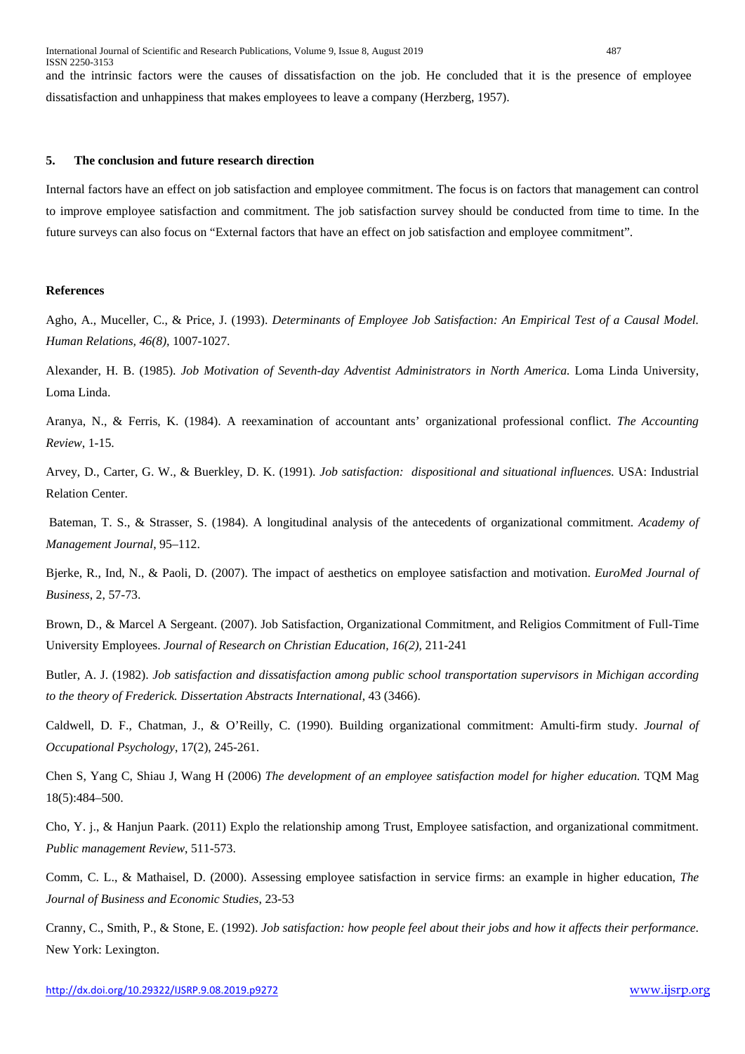and the intrinsic factors were the causes of dissatisfaction on the job. He concluded that it is the presence of employee dissatisfaction and unhappiness that makes employees to leave a company (Herzberg, 1957).

## 5. The conclusion and future research direction

Internal factors have an effect on job satisfaction and employee commitment. The focus is on factors that management can control to improve employee satisfaction and commitment. The job satisfaction survey should be conducted from time to time. In the future surveys can also focus on "External factors that have an effect on job satisfaction and employee commitment".

## References

Agho, A., Muceller, C., & Price, J. (1993). *Determinants of Employee Job Satisfaction: An Empirical Test of a Causal Model. Human Relations, 46(8)*, 1007-1027.

Alexander, H. B. (1985). *Job Motivation of Seventh-day Adventist Administrators in North America.* Loma Linda University, Loma Linda.

Aranya, N., & Ferris, K. (1984). A reexamination of accountant ants' organizational professional conflict. *The Accounting Review*, 1-15.

Arvey, D., Carter, G. W., & Buerkley, D. K. (1991). *Job satisfaction: dispositional and situational influences.* USA: Industrial Relation Center.

Bateman, T. S., & Strasser, S. (1984). A longitudinal analysis of the antecedents of organizational commitment. *Academy of Management Journal*, 95–112.

Bjerke, R., Ind, N., & Paoli, D. (2007). The impact of aesthetics on employee satisfaction and motivation. *EuroMed Journal of Business*, 2, 57-73.

Brown, D., & Marcel A Sergeant. (2007). Job Satisfaction, Organizational Commitment, and Religios Commitment of Full-Time University Employees. *Journal of Research on Christian Education, 16(2)*, 211-241

Butler, A. J. (1982). *Job satisfaction and dissatisfaction among public school transportation supervisors in Michigan according to the theory of Frederick. Dissertation Abstracts International*, 43 (3466).

Caldwell, D. F., Chatman, J., & O'Reilly, C. (1990). Building organizational commitment: Amulti-firm study. *Journal of Occupational Psychology*, 17(2), 245-261.

Chen S, Yang C, Shiau J, Wang H (2006) *The development of an employee satisfaction model for higher education.* TQM Mag 18(5):484–500.

Cho, Y. j., & Hanjun Paark. (2011) Explo the relationship among Trust, Employee satisfaction, and organizational commitment. *Public management Review*, 511-573.

Comm, C. L., & Mathaisel, D. (2000). Assessing employee satisfaction in service firms: an example in higher education, *The Journal of Business and Economic Studies*, 23-53

Cranny, C., Smith, P., & Stone, E. (1992). *Job satisfaction: how people feel about their jobs and how it affects their performance.* New York: Lexington.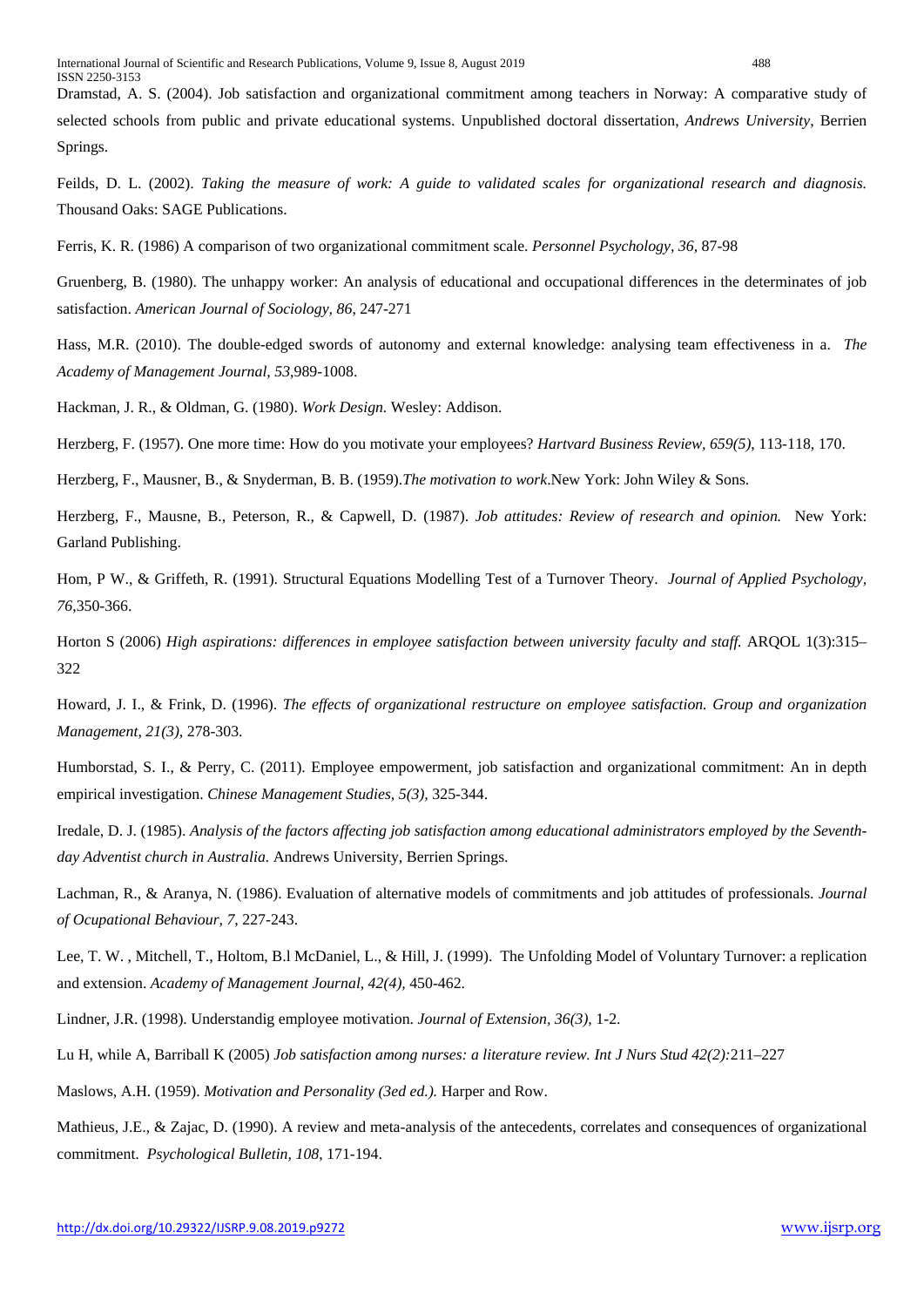Dramstad, A. S. (2004). Job satisfaction and organizational commitment among teachers in Norway: A comparative study of selected schools from public and private educational systems. Unpublished doctoral dissertation, *Andrews University*, Berrien Springs.

Feilds, D. L. (2002). *Taking the measure of work: A guide to validated scales for organizational research and diagnosis.* Thousand Oaks: SAGE Publications.

Ferris, K. R. (1986) A comparison of two organizational commitment scale. *Personnel Psychology, 36,* 87-98

Gruenberg, B. (1980). The unhappy worker: An analysis of educational and occupational differences in the determinates of job satisfaction. *American Journal of Sociology, 86,* 247-271

Hass, M.R. (2010). The double-edged swords of autonomy and external knowledge: analysing team effectiveness in a. *The Academy of Management Journal, 53*,989-1008.

Hackman, J. R., & Oldman, G. (1980). *Work Design.* Wesley: Addison.

Herzberg, F. (1957). One more time: How do you motivate your employees? *Hartvard Business Review, 659(5)*, 113-118, 170.

Herzberg, F., Mausner, B., & Snyderman, B. B. (1959).*The motivation to work*.New York: John Wiley & Sons.

Herzberg, F., Mausne, B., Peterson, R., & Capwell, D. (1987). *Job attitudes: Review of research and opinion.* New York: Garland Publishing.

Hom, P W., & Griffeth, R. (1991). Structural Equations Modelling Test of a Turnover Theory. *Journal of Applied Psychology, 76*,350-366.

Horton S (2006) *High aspirations: differences in employee satisfaction between university faculty and staff.* ARQOL 1(3):315–322

Howard, J. I., & Frink, D. (1996). *The effects of organizational restructure on employee satisfaction. Group and organization Management, 21(3),* 278-303.

Humborstad, S. I., & Perry, C. (2011). Employee empowerment, job satisfaction and organizational commitment: An in depth empirical investigation. *Chinese Management Studies, 5(3),* 325-344.

Iredale, D. J. (1985). *Analysis of the factors affecting job satisfaction among educational administrators employed by the Seventh-day Adventist church in Australia.* Andrews University, Berrien Springs.

Lachman, R., & Aranya, N. (1986). Evaluation of alternative models of commitments and job attitudes of professionals. *Journal of Ocupational Behaviour, 7*, 227-243.

Lee, T. W. , Mitchell, T., Holtom, B.l McDaniel, L., & Hill, J. (1999). The Unfolding Model of Voluntary Turnover: a replication and extension. *Academy of Management Journal, 42(4),* 450-462.

Lindner, J.R. (1998). Understandig employee motivation. *Journal of Extension, 36(3),* 1-2.

Lu H, while A, Barriball K (2005) *Job satisfaction among nurses: a literature review. Int J Nurs Stud 42(2):*211–227

Maslows, A.H. (1959). *Motivation and Personality (3ed ed.).* Harper and Row.

Mathieus, J.E., & Zajac, D. (1990). A review and meta-analysis of the antecedents, correlates and consequences of organizational commitment. *Psychological Bulletin, 108*, 171-194.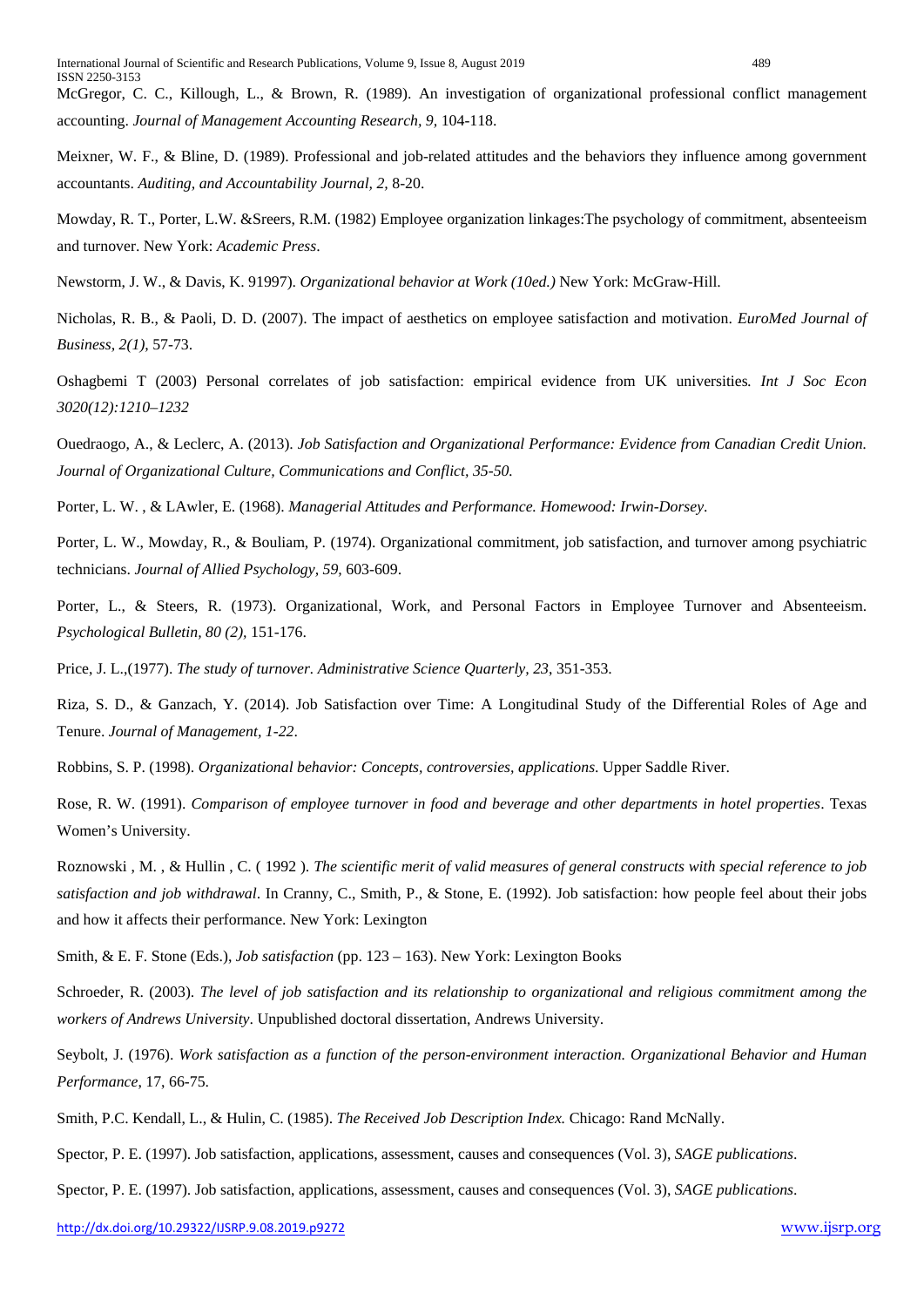McGregor, C. C., Killough, L., & Brown, R. (1989). An investigation of organizational professional conflict management accounting. *Journal of Management Accounting Research, 9,* 104-118.

Meixner, W. F., & Bline, D. (1989). Professional and job-related attitudes and the behaviors they influence among government accountants. *Auditing, and Accountability Journal, 2,* 8-20.

Mowday, R. T., Porter, L.W. &Sreers, R.M. (1982) Employee organization linkages:The psychology of commitment, absenteeism and turnover. New York: *Academic Press*.

Newstorm, J. W., & Davis, K. 91997). *Organizational behavior at Work (10ed.)* New York: McGraw-Hill.

Nicholas, R. B., & Paoli, D. D. (2007). The impact of aesthetics on employee satisfaction and motivation. *EuroMed Journal of Business, 2(1)*, 57-73.

Oshagbemi T (2003) Personal correlates of job satisfaction: empirical evidence from UK universities*. Int J Soc Econ 3020(12):1210–1232*

Ouedraogo, A., & Leclerc, A. (2013). *Job Satisfaction and Organizational Performance: Evidence from Canadian Credit Union. Journal of Organizational Culture, Communications and Conflict, 35-50.*

Porter, L. W. , & LAwler, E. (1968). *Managerial Attitudes and Performance. Homewood: Irwin-Dorsey*.

Porter, L. W., Mowday, R., & Bouliam, P. (1974). Organizational commitment, job satisfaction, and turnover among psychiatric technicians. *Journal of Allied Psychology, 59,* 603-609.

Porter, L., & Steers, R. (1973). Organizational, Work, and Personal Factors in Employee Turnover and Absenteeism. *Psychological Bulletin, 80 (2),* 151-176.

Price, J. L.,(1977). *The study of turnover. Administrative Science Quarterly, 23*, 351-353.

Riza, S. D., & Ganzach, Y. (2014). Job Satisfaction over Time: A Longitudinal Study of the Differential Roles of Age and Tenure. *Journal of Management, 1-22*.

Robbins, S. P. (1998). *Organizational behavior: Concepts, controversies, applications*. Upper Saddle River.

Rose, R. W. (1991). *Comparison of employee turnover in food and beverage and other departments in hotel properties*. Texas Women's University.

Roznowski , M. , & Hullin , C. ( 1992 ). *The scientific merit of valid measures of general constructs with special reference to job satisfaction and job withdrawal*. In Cranny, C., Smith, P., & Stone, E. (1992). Job satisfaction: how people feel about their jobs and how it affects their performance. New York: Lexington

Smith, & E. F. Stone (Eds.), *Job satisfaction* (pp. 123 – 163). New York: Lexington Books

Schroeder, R. (2003). *The level of job satisfaction and its relationship to organizational and religious commitment among the workers of Andrews University*. Unpublished doctoral dissertation, Andrews University.

Seybolt, J. (1976). *Work satisfaction as a function of the person-environment interaction. Organizational Behavior and Human Performance,* 17, 66-75.

Smith, P.C. Kendall, L., & Hulin, C. (1985). *The Received Job Description Index.* Chicago: Rand McNally.

Spector, P. E. (1997). Job satisfaction, applications, assessment, causes and consequences (Vol. 3), *SAGE publications*.

Spector, P. E. (1997). Job satisfaction, applications, assessment, causes and consequences (Vol. 3), *SAGE publications*.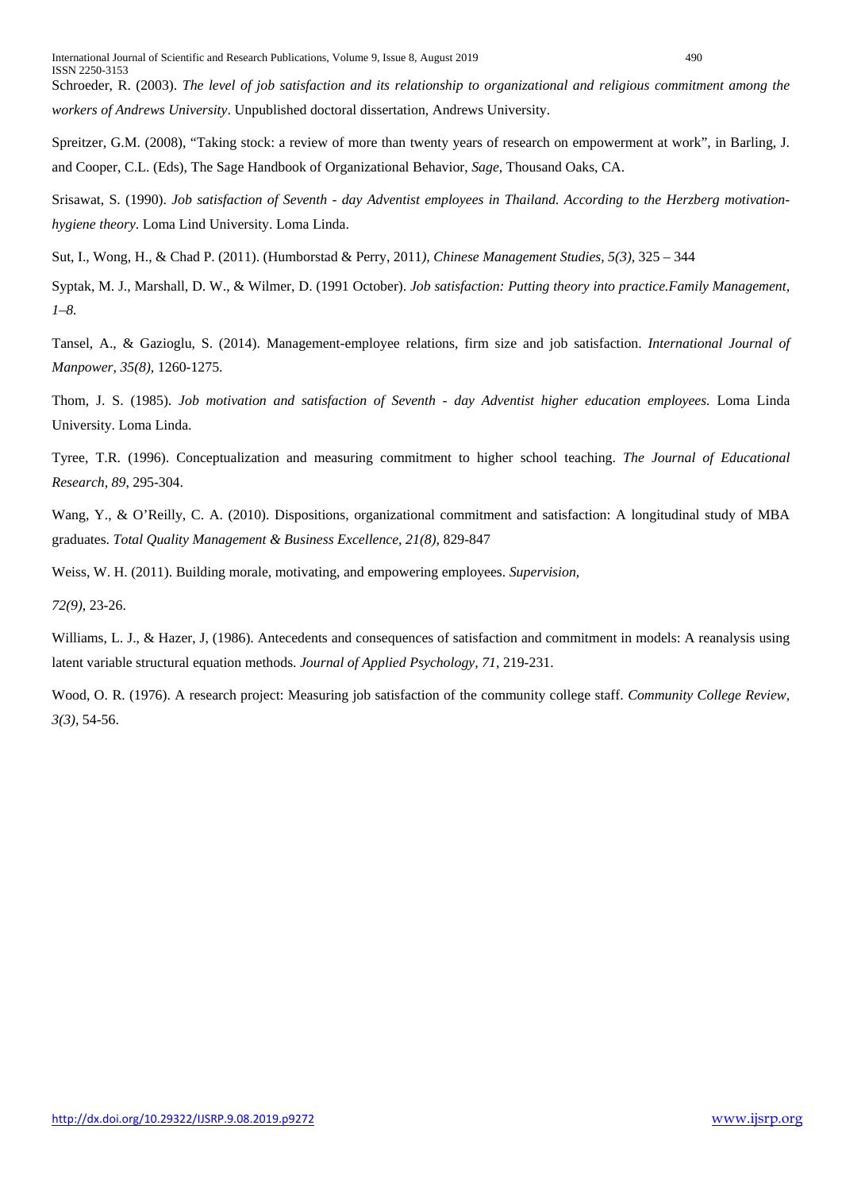Schroeder, R. (2003). *The level of job satisfaction and its relationship to organizational and religious commitment among the workers of Andrews University*. Unpublished doctoral dissertation, Andrews University.

Spreitzer, G.M. (2008), "Taking stock: a review of more than twenty years of research on empowerment at work", in Barling, J. and Cooper, C.L. (Eds), The Sage Handbook of Organizational Behavior, *Sage*, Thousand Oaks, CA.

Srisawat, S. (1990). *Job satisfaction of Seventh - day Adventist employees in Thailand. According to the Herzberg motivation-hygiene theory*. Loma Lind University. Loma Linda.

Sut, I., Wong, H., & Chad P. (2011). (Humborstad & Perry, 2011*), Chinese Management Studies, 5(3)*, 325 – 344

Syptak, M. J., Marshall, D. W., & Wilmer, D. (1991 October). *Job satisfaction: Putting theory into practice.Family Management, 1–8.*

Tansel, A., & Gazioglu, S. (2014). Management-employee relations, firm size and job satisfaction. *International Journal of Manpower, 35(8),* 1260-1275.

Thom, J. S. (1985). *Job motivation and satisfaction of Seventh - day Adventist higher education employees.* Loma Linda University. Loma Linda.

Tyree, T.R. (1996). Conceptualization and measuring commitment to higher school teaching. *The Journal of Educational Research, 89*, 295-304.

Wang, Y., & O'Reilly, C. A. (2010). Dispositions, organizational commitment and satisfaction: A longitudinal study of MBA graduates. *Total Quality Management & Business Excellence, 21(8),* 829-847

Weiss, W. H. (2011). Building morale, motivating, and empowering employees. *Supervision,*

*72(9),* 23-26.

Williams, L. J., & Hazer, J, (1986). Antecedents and consequences of satisfaction and commitment in models: A reanalysis using latent variable structural equation methods. *Journal of Applied Psychology, 71*, 219-231.

Wood, O. R. (1976). A research project: Measuring job satisfaction of the community college staff. *Community College Review, 3(3),* 54-56.